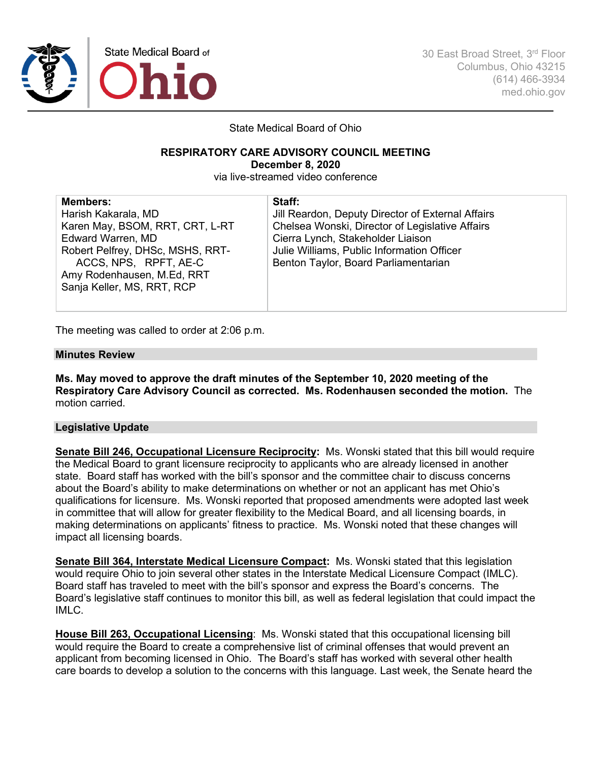State Medical Board of Ohio

30 East Broad Street, 3rd Floor
Columbus, Ohio 43215
(614) 466-3934
med.ohio.gov

State Medical Board of Ohio

**RESPIRATORY CARE ADVISORY COUNCIL MEETING**
**December 8, 2020**
via live-streamed video conference

| **Members:** | **Staff:** |
|---|---|
| Harish Kakarala, MD | Jill Reardon, Deputy Director of External Affairs |
| Karen May, BSOM, RRT, CRT, L-RT | Chelsea Wonski, Director of Legislative Affairs |
| Edward Warren, MD | Cierra Lynch, Stakeholder Liaison |
| Robert Pelfrey, DHSc, MSHS, RRT-ACCS, NPS, RPFT, AE-C | Julie Williams, Public Information Officer |
| Amy Rodenhausen, M.Ed, RRT | Benton Taylor, Board Parliamentarian |
| Sanja Keller, MS, RRT, RCP | |

The meeting was called to order at 2:06 p.m.

## Minutes Review

**Ms. May moved to approve the draft minutes of the September 10, 2020 meeting of the Respiratory Care Advisory Council as corrected. Ms. Rodenhausen seconded the motion.** The motion carried.

## Legislative Update

**Senate Bill 246, Occupational Licensure Reciprocity:** Ms. Wonski stated that this bill would require the Medical Board to grant licensure reciprocity to applicants who are already licensed in another state. Board staff has worked with the bill's sponsor and the committee chair to discuss concerns about the Board's ability to make determinations on whether or not an applicant has met Ohio's qualifications for licensure. Ms. Wonski reported that proposed amendments were adopted last week in committee that will allow for greater flexibility to the Medical Board, and all licensing boards, in making determinations on applicants' fitness to practice. Ms. Wonski noted that these changes will impact all licensing boards.

**Senate Bill 364, Interstate Medical Licensure Compact:** Ms. Wonski stated that this legislation would require Ohio to join several other states in the Interstate Medical Licensure Compact (IMLC). Board staff has traveled to meet with the bill's sponsor and express the Board's concerns. The Board's legislative staff continues to monitor this bill, as well as federal legislation that could impact the IMLC.

**House Bill 263, Occupational Licensing**: Ms. Wonski stated that this occupational licensing bill would require the Board to create a comprehensive list of criminal offenses that would prevent an applicant from becoming licensed in Ohio. The Board's staff has worked with several other health care boards to develop a solution to the concerns with this language. Last week, the Senate heard the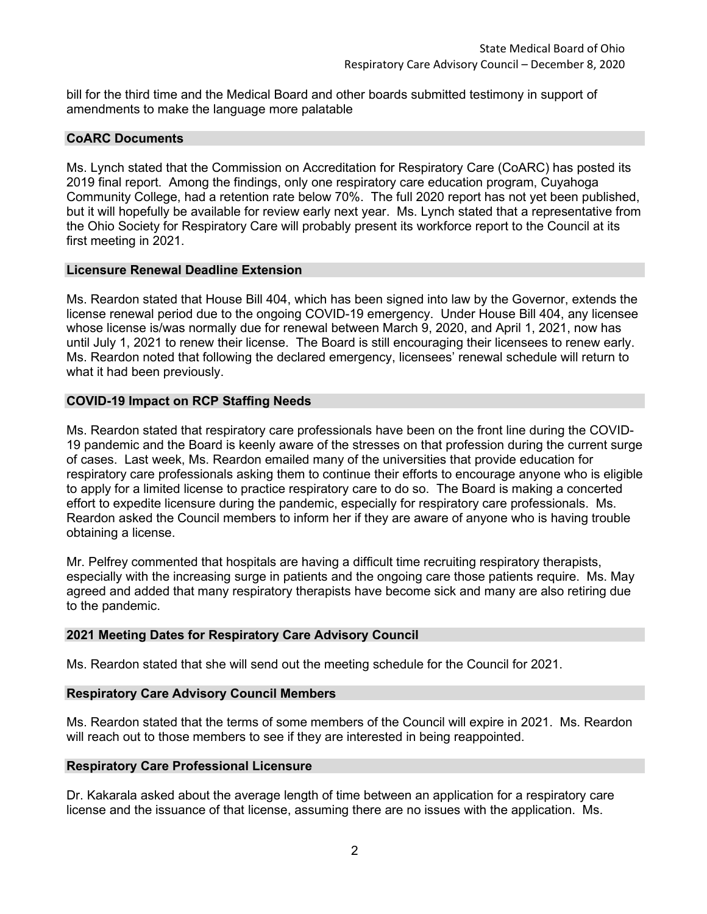bill for the third time and the Medical Board and other boards submitted testimony in support of amendments to make the language more palatable

## CoARC Documents

Ms. Lynch stated that the Commission on Accreditation for Respiratory Care (CoARC) has posted its 2019 final report. Among the findings, only one respiratory care education program, Cuyahoga Community College, had a retention rate below 70%. The full 2020 report has not yet been published, but it will hopefully be available for review early next year. Ms. Lynch stated that a representative from the Ohio Society for Respiratory Care will probably present its workforce report to the Council at its first meeting in 2021.

## Licensure Renewal Deadline Extension

Ms. Reardon stated that House Bill 404, which has been signed into law by the Governor, extends the license renewal period due to the ongoing COVID-19 emergency. Under House Bill 404, any licensee whose license is/was normally due for renewal between March 9, 2020, and April 1, 2021, now has until July 1, 2021 to renew their license. The Board is still encouraging their licensees to renew early. Ms. Reardon noted that following the declared emergency, licensees' renewal schedule will return to what it had been previously.

## COVID-19 Impact on RCP Staffing Needs

Ms. Reardon stated that respiratory care professionals have been on the front line during the COVID-19 pandemic and the Board is keenly aware of the stresses on that profession during the current surge of cases. Last week, Ms. Reardon emailed many of the universities that provide education for respiratory care professionals asking them to continue their efforts to encourage anyone who is eligible to apply for a limited license to practice respiratory care to do so. The Board is making a concerted effort to expedite licensure during the pandemic, especially for respiratory care professionals. Ms. Reardon asked the Council members to inform her if they are aware of anyone who is having trouble obtaining a license.

Mr. Pelfrey commented that hospitals are having a difficult time recruiting respiratory therapists, especially with the increasing surge in patients and the ongoing care those patients require. Ms. May agreed and added that many respiratory therapists have become sick and many are also retiring due to the pandemic.

## 2021 Meeting Dates for Respiratory Care Advisory Council

Ms. Reardon stated that she will send out the meeting schedule for the Council for 2021.

## Respiratory Care Advisory Council Members

Ms. Reardon stated that the terms of some members of the Council will expire in 2021. Ms. Reardon will reach out to those members to see if they are interested in being reappointed.

## Respiratory Care Professional Licensure

Dr. Kakarala asked about the average length of time between an application for a respiratory care license and the issuance of that license, assuming there are no issues with the application. Ms.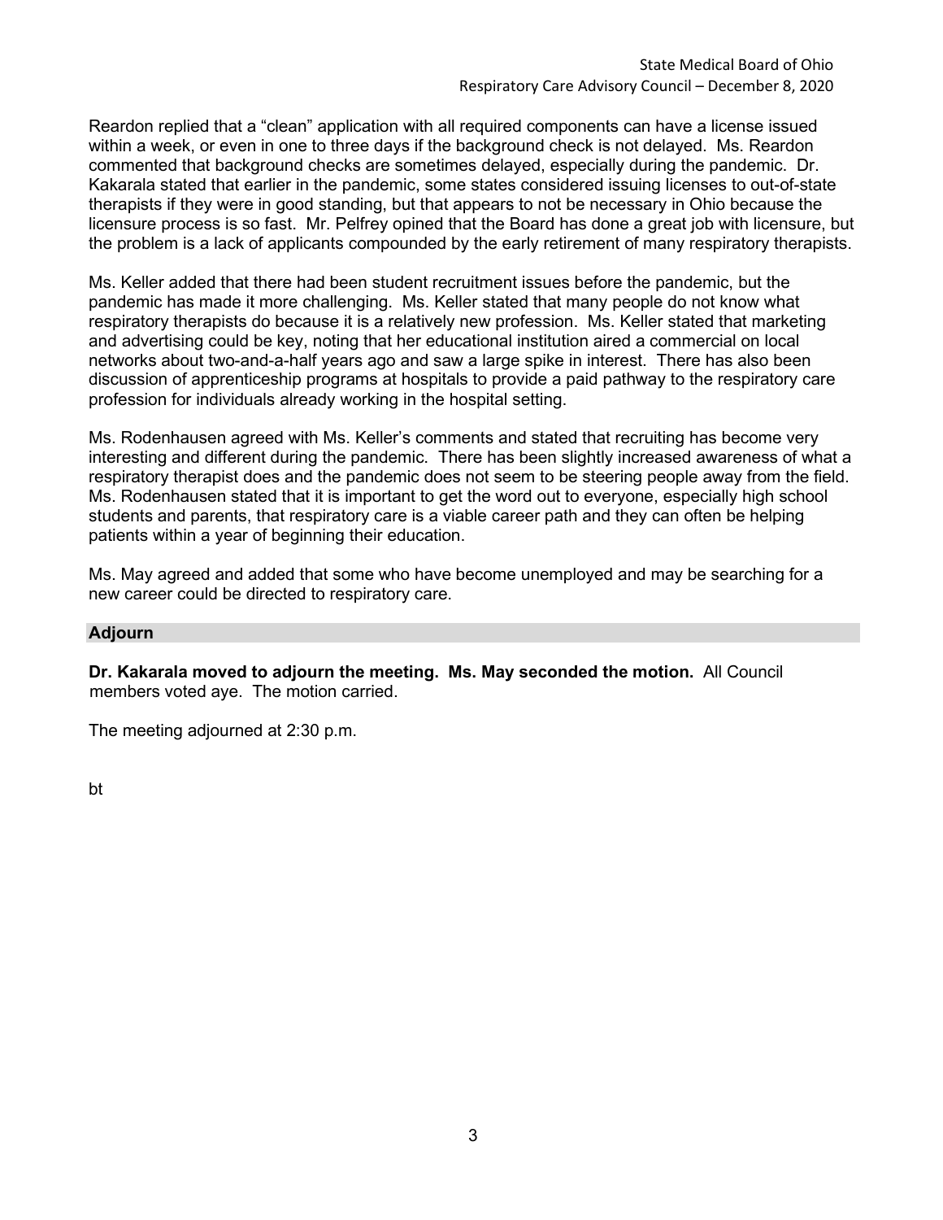Reardon replied that a "clean" application with all required components can have a license issued within a week, or even in one to three days if the background check is not delayed. Ms. Reardon commented that background checks are sometimes delayed, especially during the pandemic. Dr. Kakarala stated that earlier in the pandemic, some states considered issuing licenses to out-of-state therapists if they were in good standing, but that appears to not be necessary in Ohio because the licensure process is so fast. Mr. Pelfrey opined that the Board has done a great job with licensure, but the problem is a lack of applicants compounded by the early retirement of many respiratory therapists.

Ms. Keller added that there had been student recruitment issues before the pandemic, but the pandemic has made it more challenging. Ms. Keller stated that many people do not know what respiratory therapists do because it is a relatively new profession. Ms. Keller stated that marketing and advertising could be key, noting that her educational institution aired a commercial on local networks about two-and-a-half years ago and saw a large spike in interest. There has also been discussion of apprenticeship programs at hospitals to provide a paid pathway to the respiratory care profession for individuals already working in the hospital setting.

Ms. Rodenhausen agreed with Ms. Keller's comments and stated that recruiting has become very interesting and different during the pandemic. There has been slightly increased awareness of what a respiratory therapist does and the pandemic does not seem to be steering people away from the field. Ms. Rodenhausen stated that it is important to get the word out to everyone, especially high school students and parents, that respiratory care is a viable career path and they can often be helping patients within a year of beginning their education.

Ms. May agreed and added that some who have become unemployed and may be searching for a new career could be directed to respiratory care.

## Adjourn

**Dr. Kakarala moved to adjourn the meeting. Ms. May seconded the motion.** All Council members voted aye. The motion carried.

The meeting adjourned at 2:30 p.m.

bt